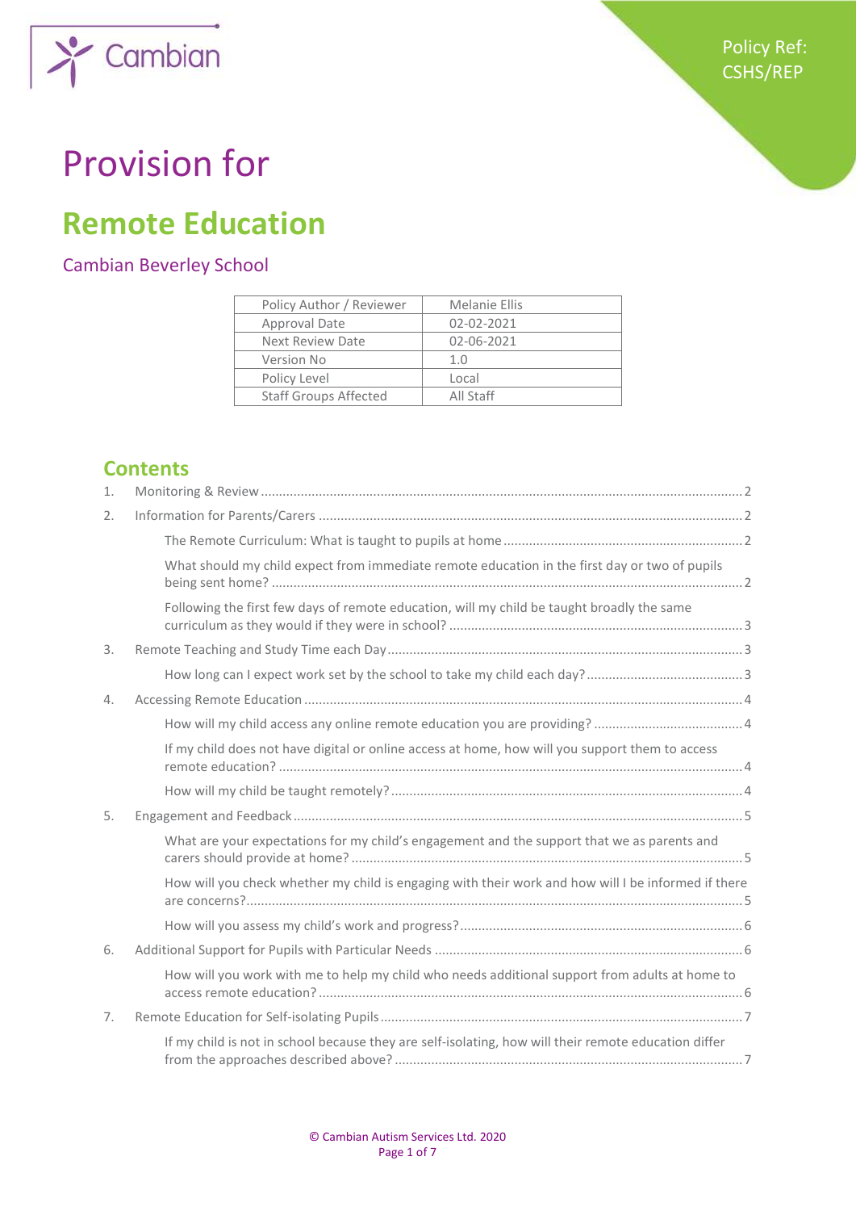Cambian

Policy Ref: CSHS/REP

# Provision for

# Remote Education

## Cambian Beverley School

| Policy Author / Reviewer | Melanie Ellis |
|---|---|
| Approval Date | 02-02-2021 |
| Next Review Date | 02-06-2021 |
| Version No | 1.0 |
| Policy Level | Local |
| Staff Groups Affected | All Staff |

## Contents

1. Monitoring & Review ..... 2
2. Information for Parents/Carers ..... 2
   - The Remote Curriculum: What is taught to pupils at home ..... 2
   - What should my child expect from immediate remote education in the first day or two of pupils being sent home? ..... 2
   - Following the first few days of remote education, will my child be taught broadly the same curriculum as they would if they were in school? ..... 3
3. Remote Teaching and Study Time each Day ..... 3
   - How long can I expect work set by the school to take my child each day? ..... 3
4. Accessing Remote Education ..... 4
   - How will my child access any online remote education you are providing? ..... 4
   - If my child does not have digital or online access at home, how will you support them to access remote education? ..... 4
   - How will my child be taught remotely? ..... 4
5. Engagement and Feedback ..... 5
   - What are your expectations for my child's engagement and the support that we as parents and carers should provide at home? ..... 5
   - How will you check whether my child is engaging with their work and how will I be informed if there are concerns? ..... 5
   - How will you assess my child's work and progress? ..... 6
6. Additional Support for Pupils with Particular Needs ..... 6
   - How will you work with me to help my child who needs additional support from adults at home to access remote education? ..... 6
7. Remote Education for Self-isolating Pupils ..... 7
   - If my child is not in school because they are self-isolating, how will their remote education differ from the approaches described above? ..... 7

© Cambian Autism Services Ltd. 2020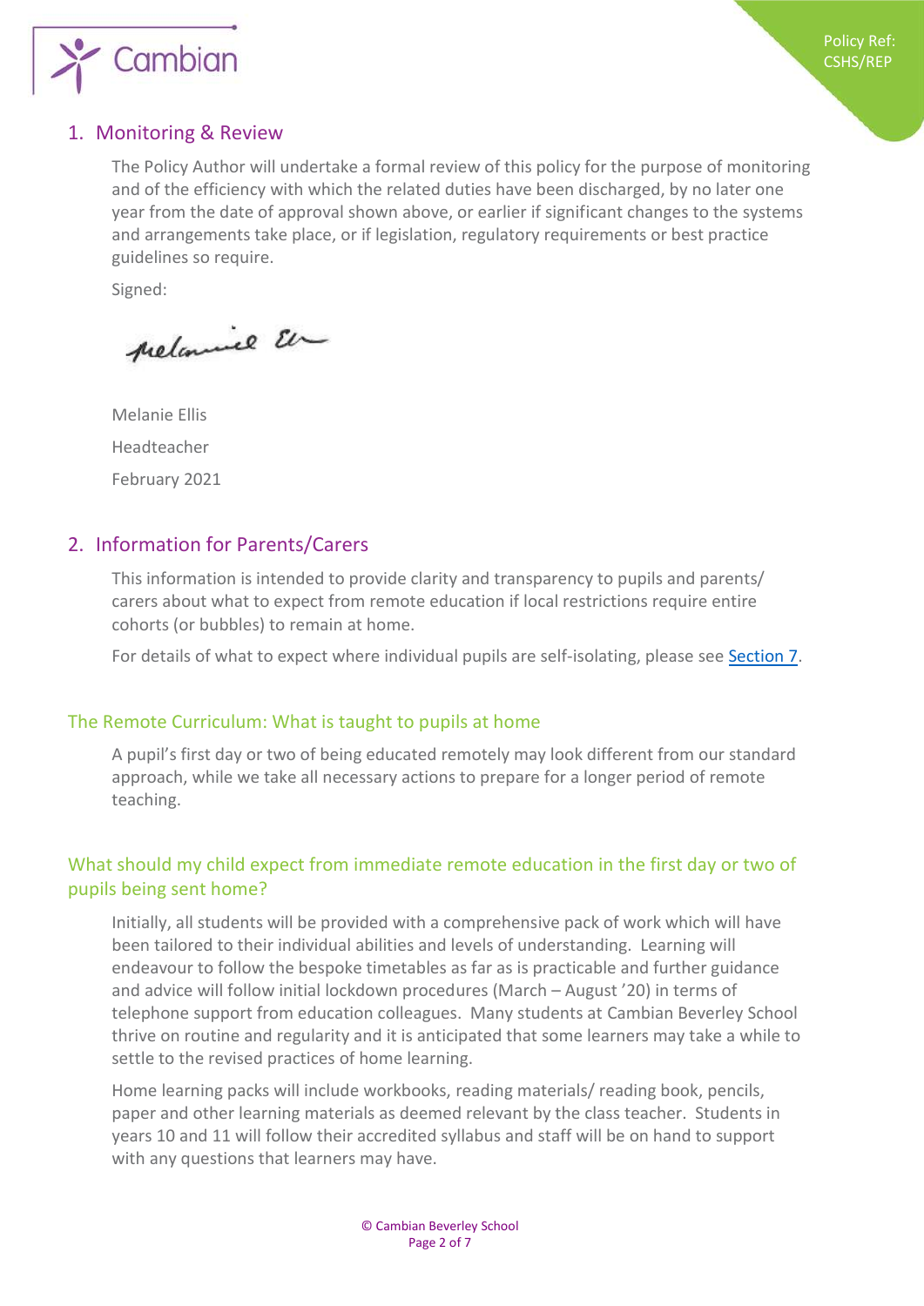## 1. Monitoring & Review

The Policy Author will undertake a formal review of this policy for the purpose of monitoring and of the efficiency with which the related duties have been discharged, by no later one year from the date of approval shown above, or earlier if significant changes to the systems and arrangements take place, or if legislation, regulatory requirements or best practice guidelines so require.

Signed:

Melanie Ellis

Headteacher

February 2021

## 2. Information for Parents/Carers

This information is intended to provide clarity and transparency to pupils and parents/ carers about what to expect from remote education if local restrictions require entire cohorts (or bubbles) to remain at home.

For details of what to expect where individual pupils are self-isolating, please see Section 7.

### The Remote Curriculum: What is taught to pupils at home

A pupil's first day or two of being educated remotely may look different from our standard approach, while we take all necessary actions to prepare for a longer period of remote teaching.

### What should my child expect from immediate remote education in the first day or two of pupils being sent home?

Initially, all students will be provided with a comprehensive pack of work which will have been tailored to their individual abilities and levels of understanding. Learning will endeavour to follow the bespoke timetables as far as is practicable and further guidance and advice will follow initial lockdown procedures (March – August '20) in terms of telephone support from education colleagues. Many students at Cambian Beverley School thrive on routine and regularity and it is anticipated that some learners may take a while to settle to the revised practices of home learning.

Home learning packs will include workbooks, reading materials/ reading book, pencils, paper and other learning materials as deemed relevant by the class teacher. Students in years 10 and 11 will follow their accredited syllabus and staff will be on hand to support with any questions that learners may have.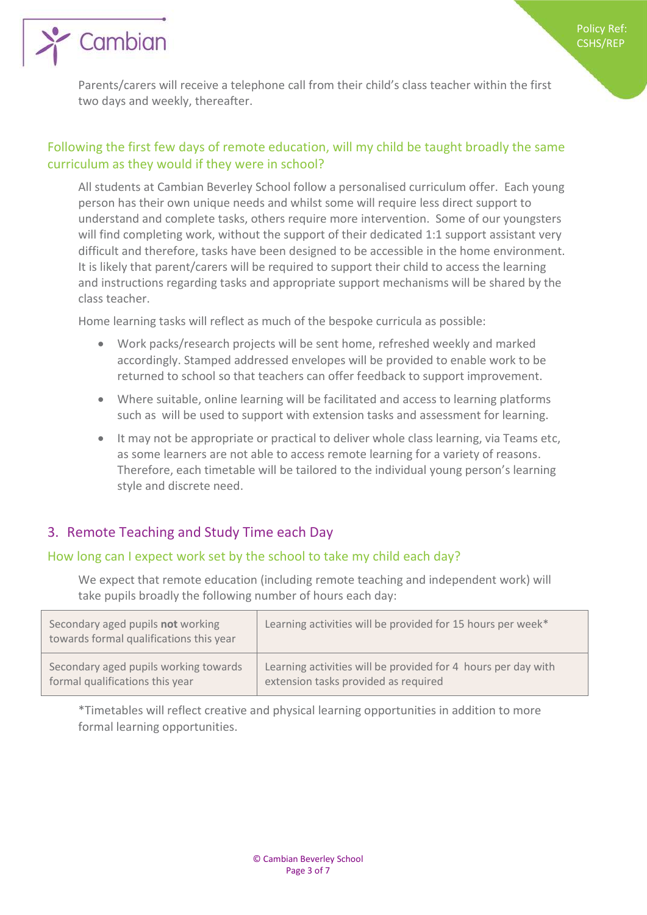Parents/carers will receive a telephone call from their child's class teacher within the first two days and weekly, thereafter.

### Following the first few days of remote education, will my child be taught broadly the same curriculum as they would if they were in school?

All students at Cambian Beverley School follow a personalised curriculum offer. Each young person has their own unique needs and whilst some will require less direct support to understand and complete tasks, others require more intervention. Some of our youngsters will find completing work, without the support of their dedicated 1:1 support assistant very difficult and therefore, tasks have been designed to be accessible in the home environment. It is likely that parent/carers will be required to support their child to access the learning and instructions regarding tasks and appropriate support mechanisms will be shared by the class teacher.

Home learning tasks will reflect as much of the bespoke curricula as possible:

- Work packs/research projects will be sent home, refreshed weekly and marked accordingly. Stamped addressed envelopes will be provided to enable work to be returned to school so that teachers can offer feedback to support improvement.
- Where suitable, online learning will be facilitated and access to learning platforms such as will be used to support with extension tasks and assessment for learning.
- It may not be appropriate or practical to deliver whole class learning, via Teams etc, as some learners are not able to access remote learning for a variety of reasons. Therefore, each timetable will be tailored to the individual young person's learning style and discrete need.

## 3. Remote Teaching and Study Time each Day

### How long can I expect work set by the school to take my child each day?

We expect that remote education (including remote teaching and independent work) will take pupils broadly the following number of hours each day:

| | |
|---|---|
| Secondary aged pupils **not** working towards formal qualifications this year | Learning activities will be provided for 15 hours per week* |
| Secondary aged pupils working towards formal qualifications this year | Learning activities will be provided for 4 hours per day with extension tasks provided as required |

*Timetables will reflect creative and physical learning opportunities in addition to more formal learning opportunities.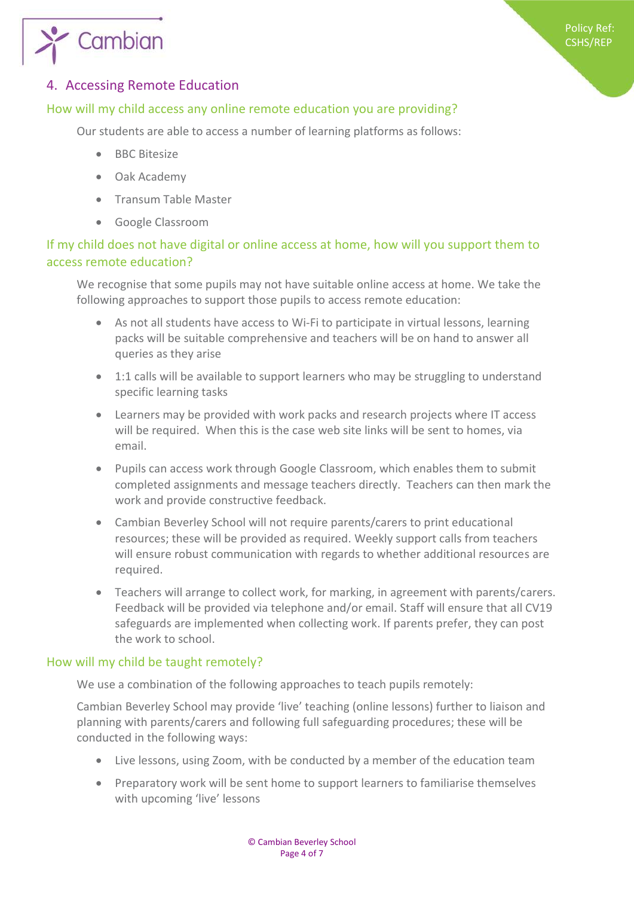## 4. Accessing Remote Education

### How will my child access any online remote education you are providing?

Our students are able to access a number of learning platforms as follows:

- BBC Bitesize
- Oak Academy
- Transum Table Master
- Google Classroom

### If my child does not have digital or online access at home, how will you support them to access remote education?

We recognise that some pupils may not have suitable online access at home. We take the following approaches to support those pupils to access remote education:

- As not all students have access to Wi-Fi to participate in virtual lessons, learning packs will be suitable comprehensive and teachers will be on hand to answer all queries as they arise
- 1:1 calls will be available to support learners who may be struggling to understand specific learning tasks
- Learners may be provided with work packs and research projects where IT access will be required. When this is the case web site links will be sent to homes, via email.
- Pupils can access work through Google Classroom, which enables them to submit completed assignments and message teachers directly. Teachers can then mark the work and provide constructive feedback.
- Cambian Beverley School will not require parents/carers to print educational resources; these will be provided as required. Weekly support calls from teachers will ensure robust communication with regards to whether additional resources are required.
- Teachers will arrange to collect work, for marking, in agreement with parents/carers. Feedback will be provided via telephone and/or email. Staff will ensure that all CV19 safeguards are implemented when collecting work. If parents prefer, they can post the work to school.

### How will my child be taught remotely?

We use a combination of the following approaches to teach pupils remotely:

Cambian Beverley School may provide 'live' teaching (online lessons) further to liaison and planning with parents/carers and following full safeguarding procedures; these will be conducted in the following ways:

- Live lessons, using Zoom, with be conducted by a member of the education team
- Preparatory work will be sent home to support learners to familiarise themselves with upcoming 'live' lessons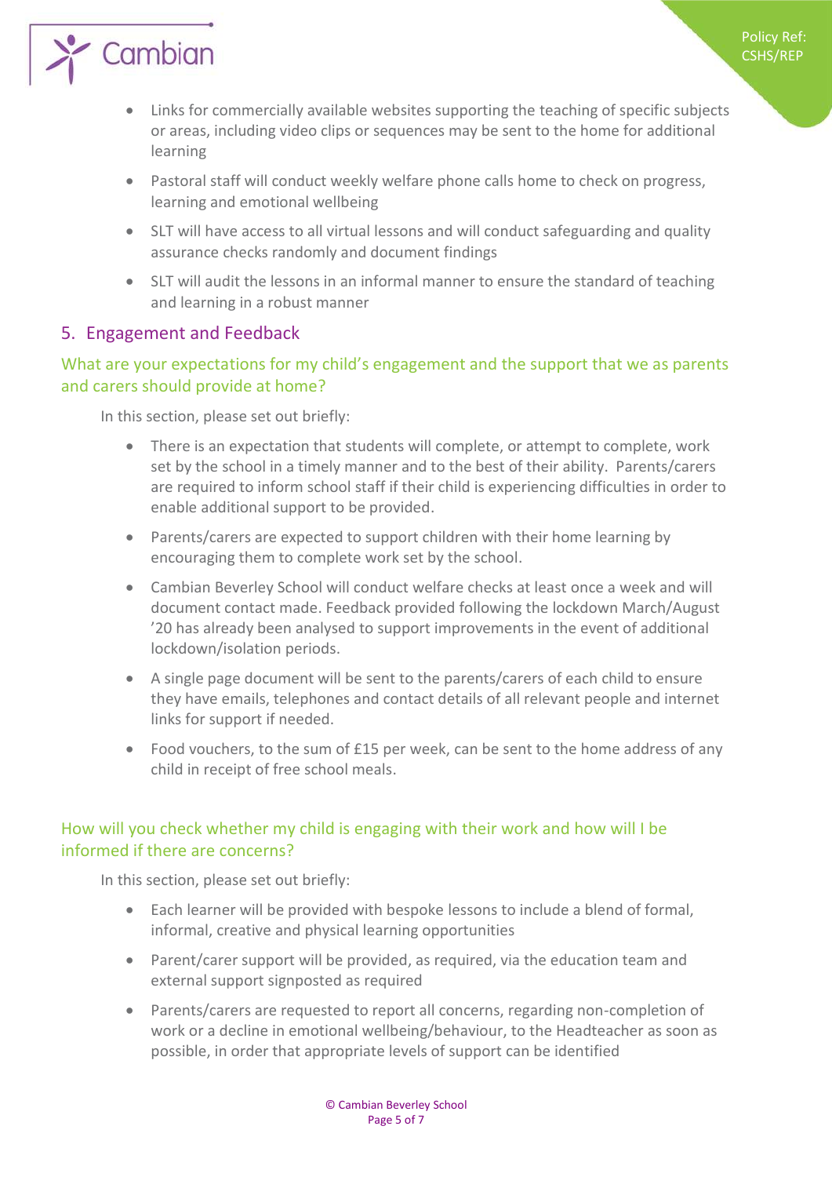- Links for commercially available websites supporting the teaching of specific subjects or areas, including video clips or sequences may be sent to the home for additional learning
- Pastoral staff will conduct weekly welfare phone calls home to check on progress, learning and emotional wellbeing
- SLT will have access to all virtual lessons and will conduct safeguarding and quality assurance checks randomly and document findings
- SLT will audit the lessons in an informal manner to ensure the standard of teaching and learning in a robust manner

## 5. Engagement and Feedback

### What are your expectations for my child's engagement and the support that we as parents and carers should provide at home?

In this section, please set out briefly:

- There is an expectation that students will complete, or attempt to complete, work set by the school in a timely manner and to the best of their ability. Parents/carers are required to inform school staff if their child is experiencing difficulties in order to enable additional support to be provided.
- Parents/carers are expected to support children with their home learning by encouraging them to complete work set by the school.
- Cambian Beverley School will conduct welfare checks at least once a week and will document contact made. Feedback provided following the lockdown March/August '20 has already been analysed to support improvements in the event of additional lockdown/isolation periods.
- A single page document will be sent to the parents/carers of each child to ensure they have emails, telephones and contact details of all relevant people and internet links for support if needed.
- Food vouchers, to the sum of £15 per week, can be sent to the home address of any child in receipt of free school meals.

### How will you check whether my child is engaging with their work and how will I be informed if there are concerns?

In this section, please set out briefly:

- Each learner will be provided with bespoke lessons to include a blend of formal, informal, creative and physical learning opportunities
- Parent/carer support will be provided, as required, via the education team and external support signposted as required
- Parents/carers are requested to report all concerns, regarding non-completion of work or a decline in emotional wellbeing/behaviour, to the Headteacher as soon as possible, in order that appropriate levels of support can be identified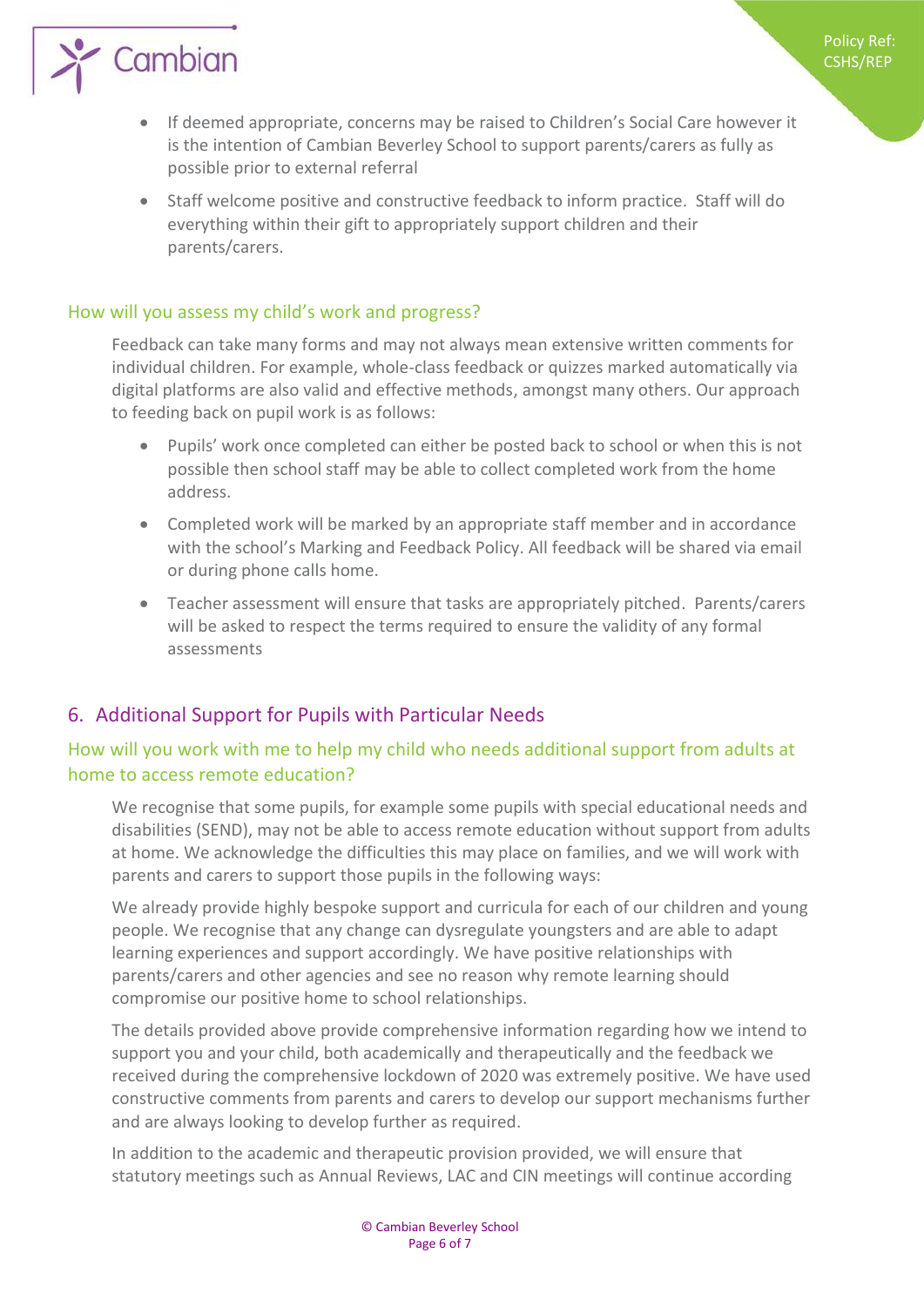- If deemed appropriate, concerns may be raised to Children's Social Care however it is the intention of Cambian Beverley School to support parents/carers as fully as possible prior to external referral
- Staff welcome positive and constructive feedback to inform practice. Staff will do everything within their gift to appropriately support children and their parents/carers.

### How will you assess my child's work and progress?

Feedback can take many forms and may not always mean extensive written comments for individual children. For example, whole-class feedback or quizzes marked automatically via digital platforms are also valid and effective methods, amongst many others. Our approach to feeding back on pupil work is as follows:

- Pupils' work once completed can either be posted back to school or when this is not possible then school staff may be able to collect completed work from the home address.
- Completed work will be marked by an appropriate staff member and in accordance with the school's Marking and Feedback Policy. All feedback will be shared via email or during phone calls home.
- Teacher assessment will ensure that tasks are appropriately pitched. Parents/carers will be asked to respect the terms required to ensure the validity of any formal assessments

## 6. Additional Support for Pupils with Particular Needs

### How will you work with me to help my child who needs additional support from adults at home to access remote education?

We recognise that some pupils, for example some pupils with special educational needs and disabilities (SEND), may not be able to access remote education without support from adults at home. We acknowledge the difficulties this may place on families, and we will work with parents and carers to support those pupils in the following ways:

We already provide highly bespoke support and curricula for each of our children and young people. We recognise that any change can dysregulate youngsters and are able to adapt learning experiences and support accordingly. We have positive relationships with parents/carers and other agencies and see no reason why remote learning should compromise our positive home to school relationships.

The details provided above provide comprehensive information regarding how we intend to support you and your child, both academically and therapeutically and the feedback we received during the comprehensive lockdown of 2020 was extremely positive. We have used constructive comments from parents and carers to develop our support mechanisms further and are always looking to develop further as required.

In addition to the academic and therapeutic provision provided, we will ensure that statutory meetings such as Annual Reviews, LAC and CIN meetings will continue according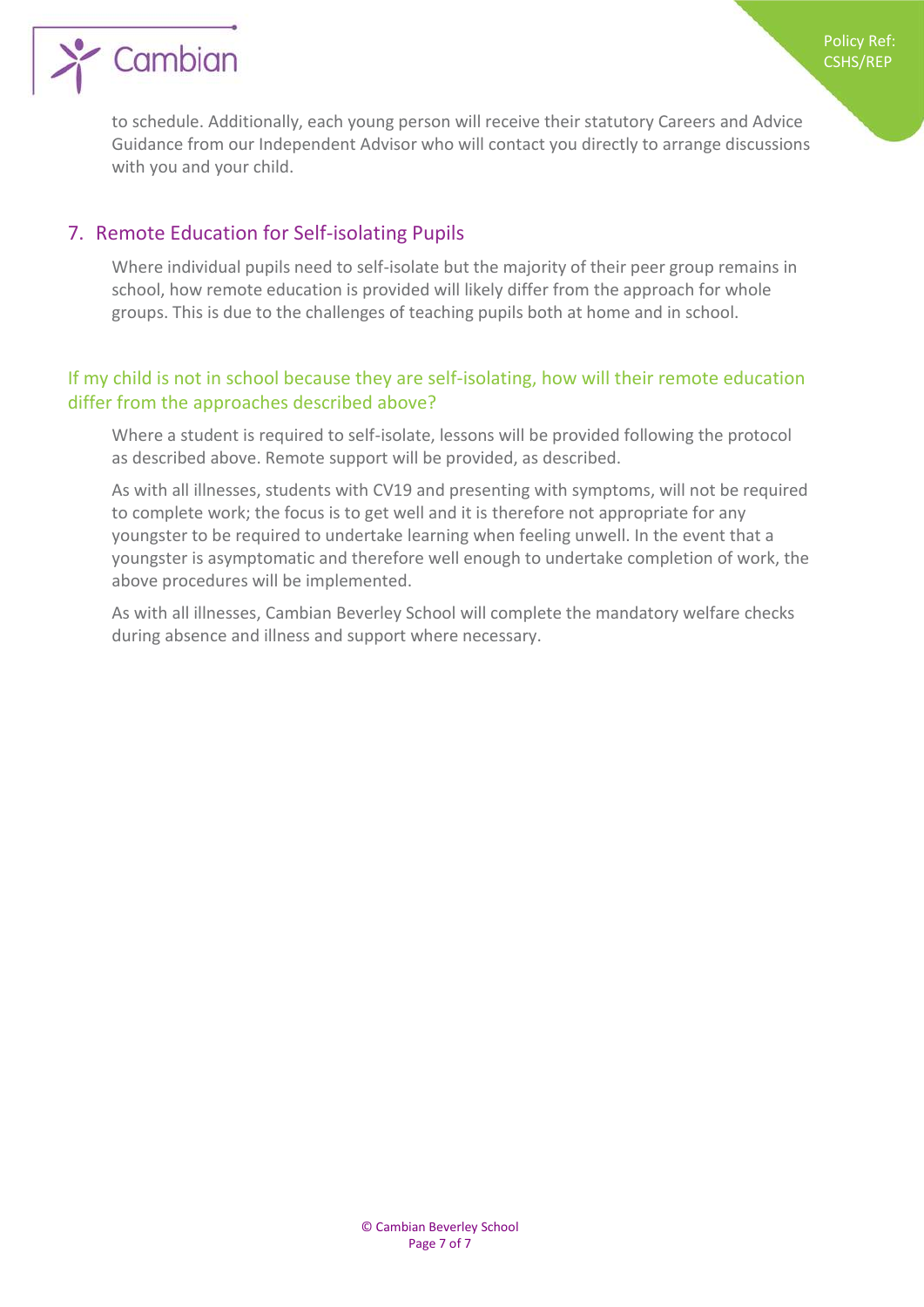to schedule. Additionally, each young person will receive their statutory Careers and Advice Guidance from our Independent Advisor who will contact you directly to arrange discussions with you and your child.

## 7. Remote Education for Self-isolating Pupils

Where individual pupils need to self-isolate but the majority of their peer group remains in school, how remote education is provided will likely differ from the approach for whole groups. This is due to the challenges of teaching pupils both at home and in school.

### If my child is not in school because they are self-isolating, how will their remote education differ from the approaches described above?

Where a student is required to self-isolate, lessons will be provided following the protocol as described above. Remote support will be provided, as described.

As with all illnesses, students with CV19 and presenting with symptoms, will not be required to complete work; the focus is to get well and it is therefore not appropriate for any youngster to be required to undertake learning when feeling unwell. In the event that a youngster is asymptomatic and therefore well enough to undertake completion of work, the above procedures will be implemented.

As with all illnesses, Cambian Beverley School will complete the mandatory welfare checks during absence and illness and support where necessary.